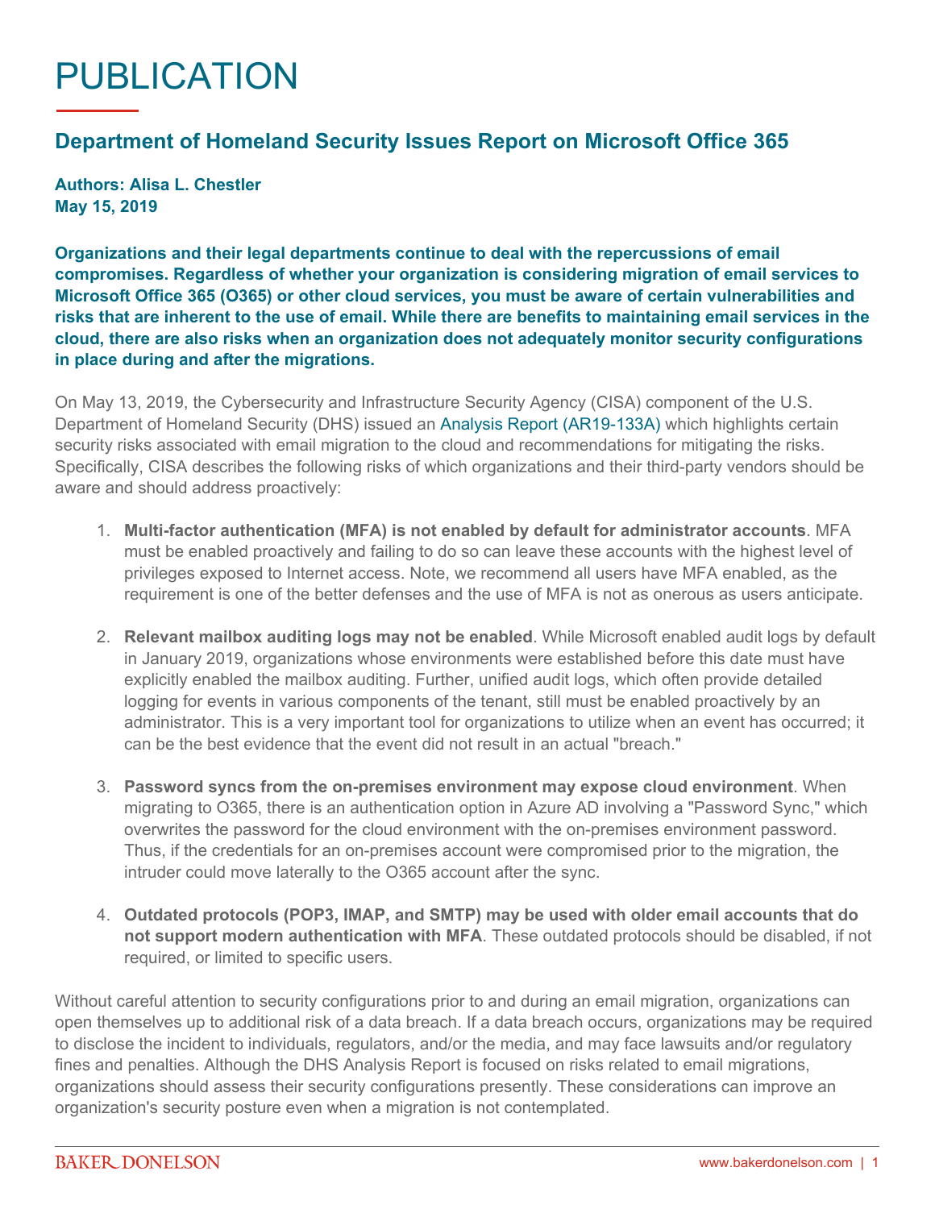# PUBLICATION

## Department of Homeland Security Issues Report on Microsoft Office 365

**Authors: Alisa L. Chestler**
**May 15, 2019**

**Organizations and their legal departments continue to deal with the repercussions of email compromises. Regardless of whether your organization is considering migration of email services to Microsoft Office 365 (O365) or other cloud services, you must be aware of certain vulnerabilities and risks that are inherent to the use of email. While there are benefits to maintaining email services in the cloud, there are also risks when an organization does not adequately monitor security configurations in place during and after the migrations.**

On May 13, 2019, the Cybersecurity and Infrastructure Security Agency (CISA) component of the U.S. Department of Homeland Security (DHS) issued an Analysis Report (AR19-133A) which highlights certain security risks associated with email migration to the cloud and recommendations for mitigating the risks. Specifically, CISA describes the following risks of which organizations and their third-party vendors should be aware and should address proactively:

1. **Multi-factor authentication (MFA) is not enabled by default for administrator accounts**. MFA must be enabled proactively and failing to do so can leave these accounts with the highest level of privileges exposed to Internet access. Note, we recommend all users have MFA enabled, as the requirement is one of the better defenses and the use of MFA is not as onerous as users anticipate.

2. **Relevant mailbox auditing logs may not be enabled**. While Microsoft enabled audit logs by default in January 2019, organizations whose environments were established before this date must have explicitly enabled the mailbox auditing. Further, unified audit logs, which often provide detailed logging for events in various components of the tenant, still must be enabled proactively by an administrator. This is a very important tool for organizations to utilize when an event has occurred; it can be the best evidence that the event did not result in an actual "breach."

3. **Password syncs from the on-premises environment may expose cloud environment**. When migrating to O365, there is an authentication option in Azure AD involving a "Password Sync," which overwrites the password for the cloud environment with the on-premises environment password. Thus, if the credentials for an on-premises account were compromised prior to the migration, the intruder could move laterally to the O365 account after the sync.

4. **Outdated protocols (POP3, IMAP, and SMTP) may be used with older email accounts that do not support modern authentication with MFA**. These outdated protocols should be disabled, if not required, or limited to specific users.

Without careful attention to security configurations prior to and during an email migration, organizations can open themselves up to additional risk of a data breach. If a data breach occurs, organizations may be required to disclose the incident to individuals, regulators, and/or the media, and may face lawsuits and/or regulatory fines and penalties. Although the DHS Analysis Report is focused on risks related to email migrations, organizations should assess their security configurations presently. These considerations can improve an organization's security posture even when a migration is not contemplated.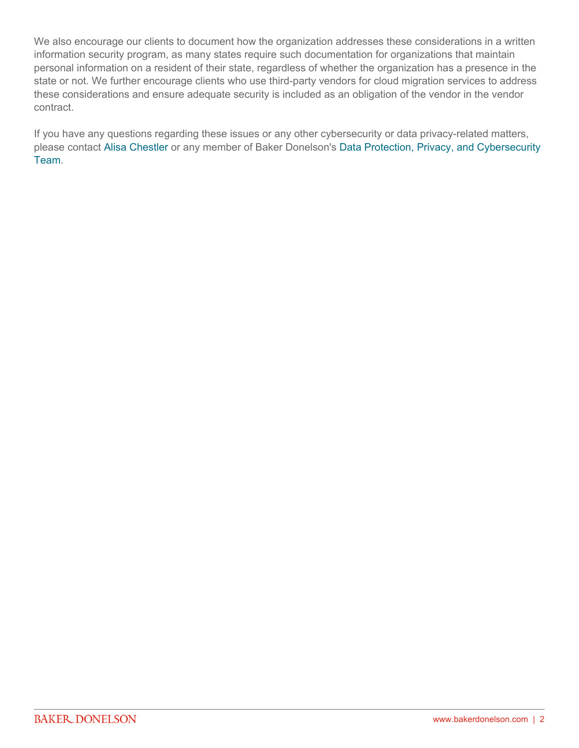We also encourage our clients to document how the organization addresses these considerations in a written information security program, as many states require such documentation for organizations that maintain personal information on a resident of their state, regardless of whether the organization has a presence in the state or not. We further encourage clients who use third-party vendors for cloud migration services to address these considerations and ensure adequate security is included as an obligation of the vendor in the vendor contract.

If you have any questions regarding these issues or any other cybersecurity or data privacy-related matters, please contact Alisa Chestler or any member of Baker Donelson's Data Protection, Privacy, and Cybersecurity Team.